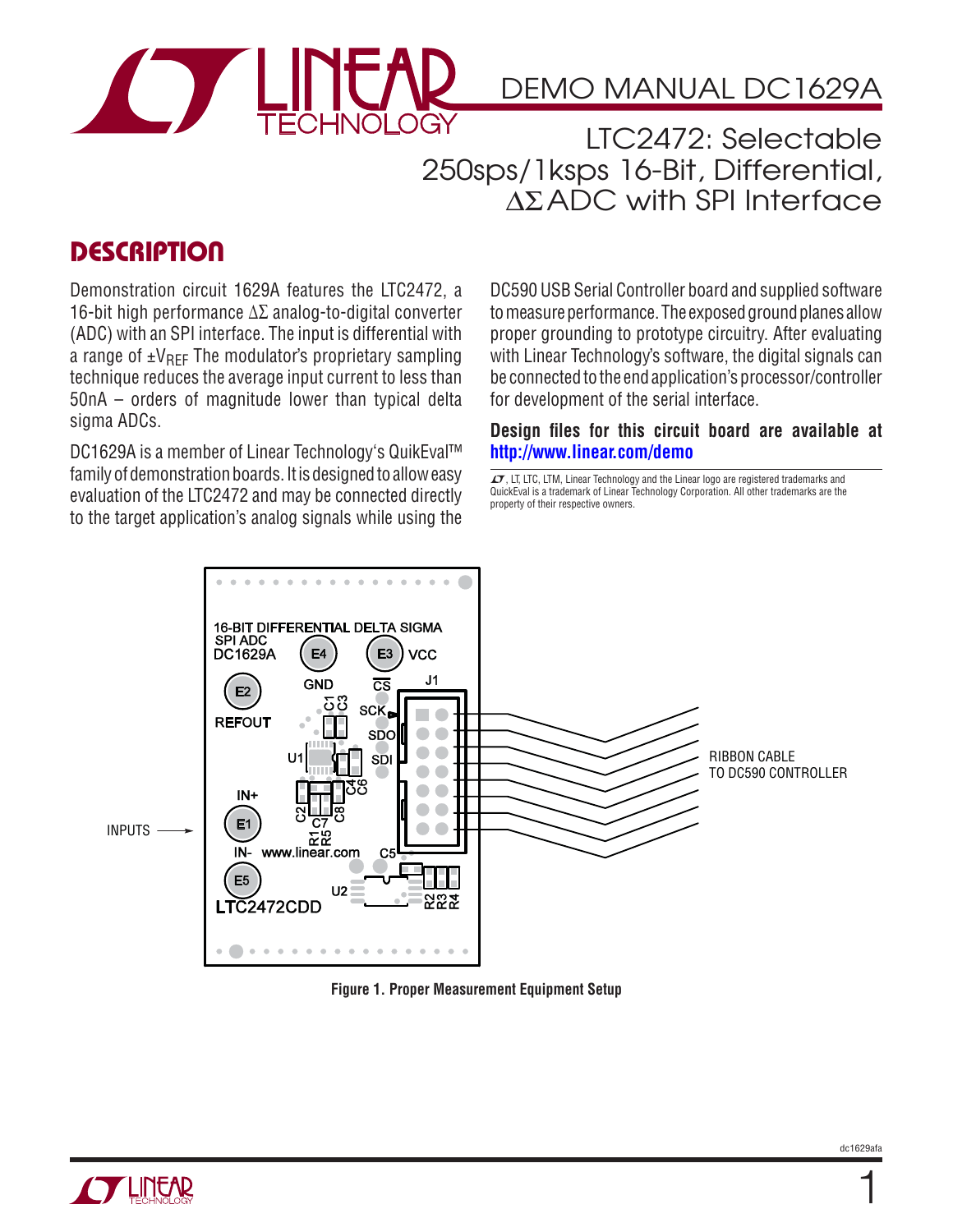# DEMO MANUAL DC1629A

## LTC2472: Selectable 250sps/1ksps 16-Bit, Differential, ΔΣ ADC with SPI Interface

## DESCRIPTION

Demonstration circuit 1629A features the LTC2472, a 16-bit high performance ΔΣ analog-to-digital converter (ADC) with an SPI interface. The input is differential with a range of $\pm V_{REF}$ The modulator's proprietary sampling technique reduces the average input current to less than 50nA – orders of magnitude lower than typical delta sigma ADCs.

DC1629A is a member of Linear Technology's QuikEval™ family of demonstration boards. It is designed to allow easy evaluation of the LTC2472 and may be connected directly to the target application's analog signals while using the DC590 USB Serial Controller board and supplied software to measure performance. The exposed ground planes allow proper grounding to prototype circuitry. After evaluating with Linear Technology's software, the digital signals can be connected to the end application's processor/controller for development of the serial interface.

**Design files for this circuit board are available at http://www.linear.com/demo**

LT, LTC, LTM, Linear Technology and the Linear logo are registered trademarks and QuickEval is a trademark of Linear Technology Corporation. All other trademarks are the property of their respective owners.

Figure 1. Proper Measurement Equipment Setup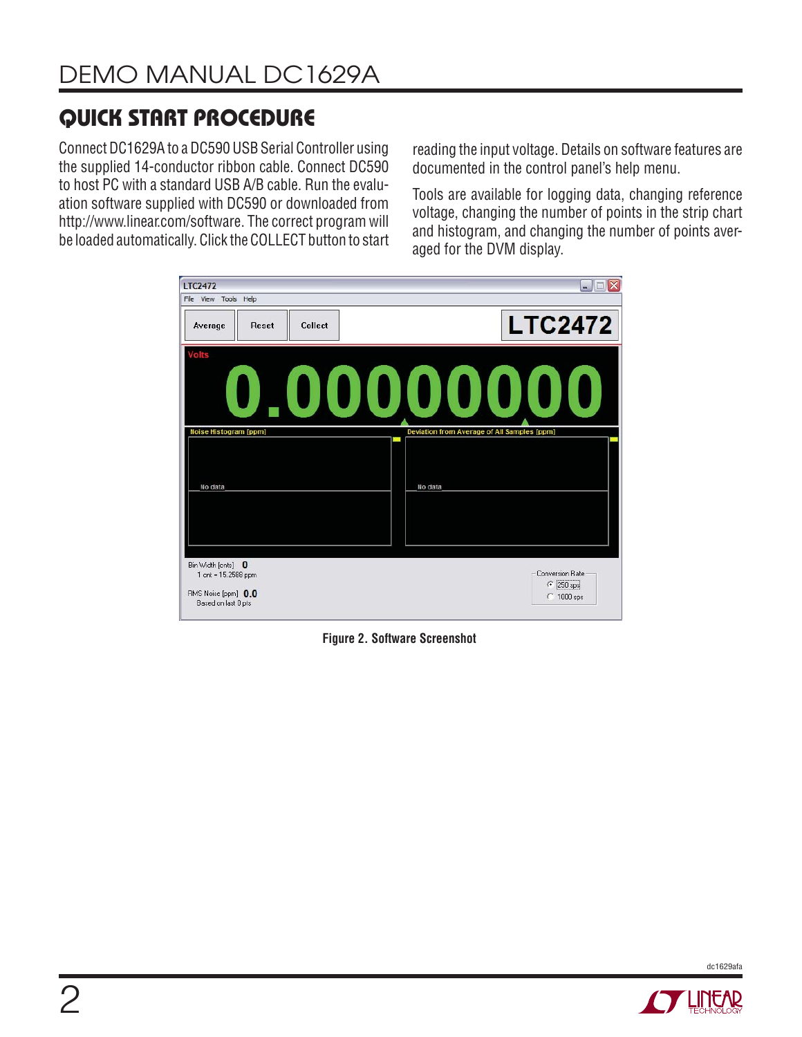## QUICK START PROCEDURE

Connect DC1629A to a DC590 USB Serial Controller using the supplied 14-conductor ribbon cable. Connect DC590 to host PC with a standard USB A/B cable. Run the evaluation software supplied with DC590 or downloaded from http://www.linear.com/software. The correct program will be loaded automatically. Click the COLLECT button to start reading the input voltage. Details on software features are documented in the control panel's help menu.

Tools are available for logging data, changing reference voltage, changing the number of points in the strip chart and histogram, and changing the number of points averaged for the DVM display.

Figure 2. Software Screenshot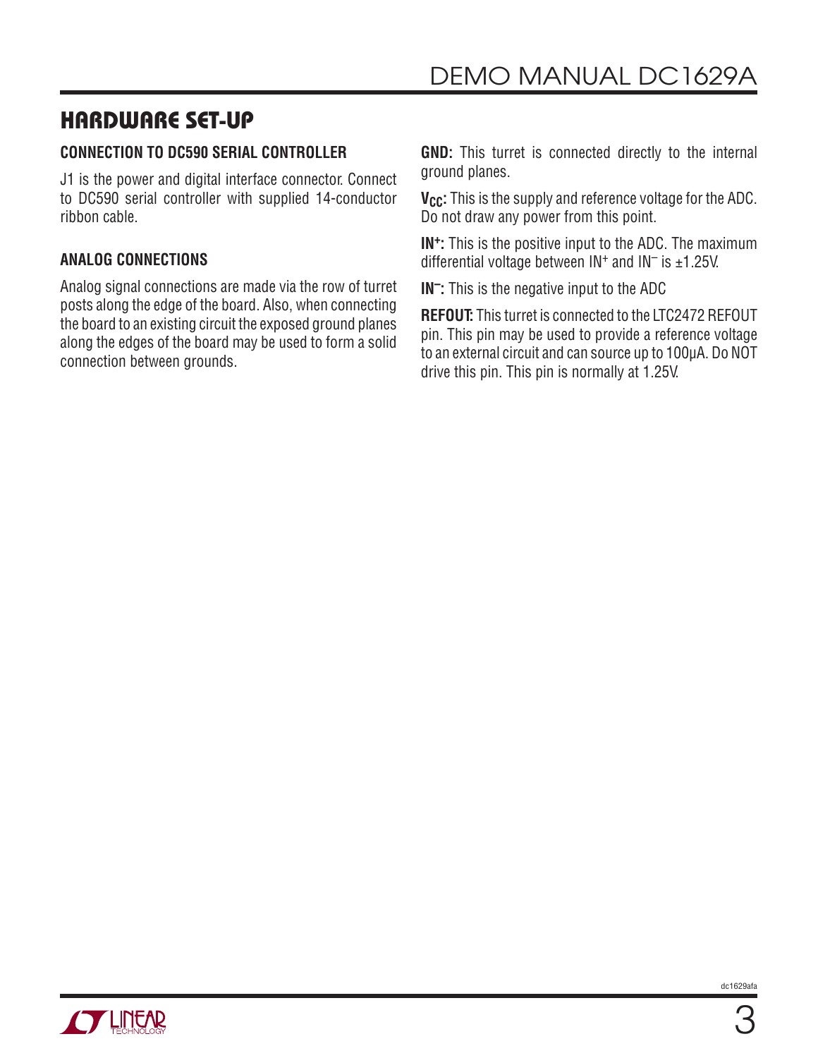## HARDWARE SET-UP

### CONNECTION TO DC590 SERIAL CONTROLLER

J1 is the power and digital interface connector. Connect to DC590 serial controller with supplied 14-conductor ribbon cable.

### ANALOG CONNECTIONS

Analog signal connections are made via the row of turret posts along the edge of the board. Also, when connecting the board to an existing circuit the exposed ground planes along the edges of the board may be used to form a solid connection between grounds.

**GND:** This turret is connected directly to the internal ground planes.

**$V_{CC}$:** This is the supply and reference voltage for the ADC. Do not draw any power from this point.

**$IN^+$:** This is the positive input to the ADC. The maximum differential voltage between $IN^+$ and $IN^-$ is ±1.25V.

**$IN^-$:** This is the negative input to the ADC

**REFOUT:** This turret is connected to the LTC2472 REFOUT pin. This pin may be used to provide a reference voltage to an external circuit and can source up to 100µA. Do NOT drive this pin. This pin is normally at 1.25V.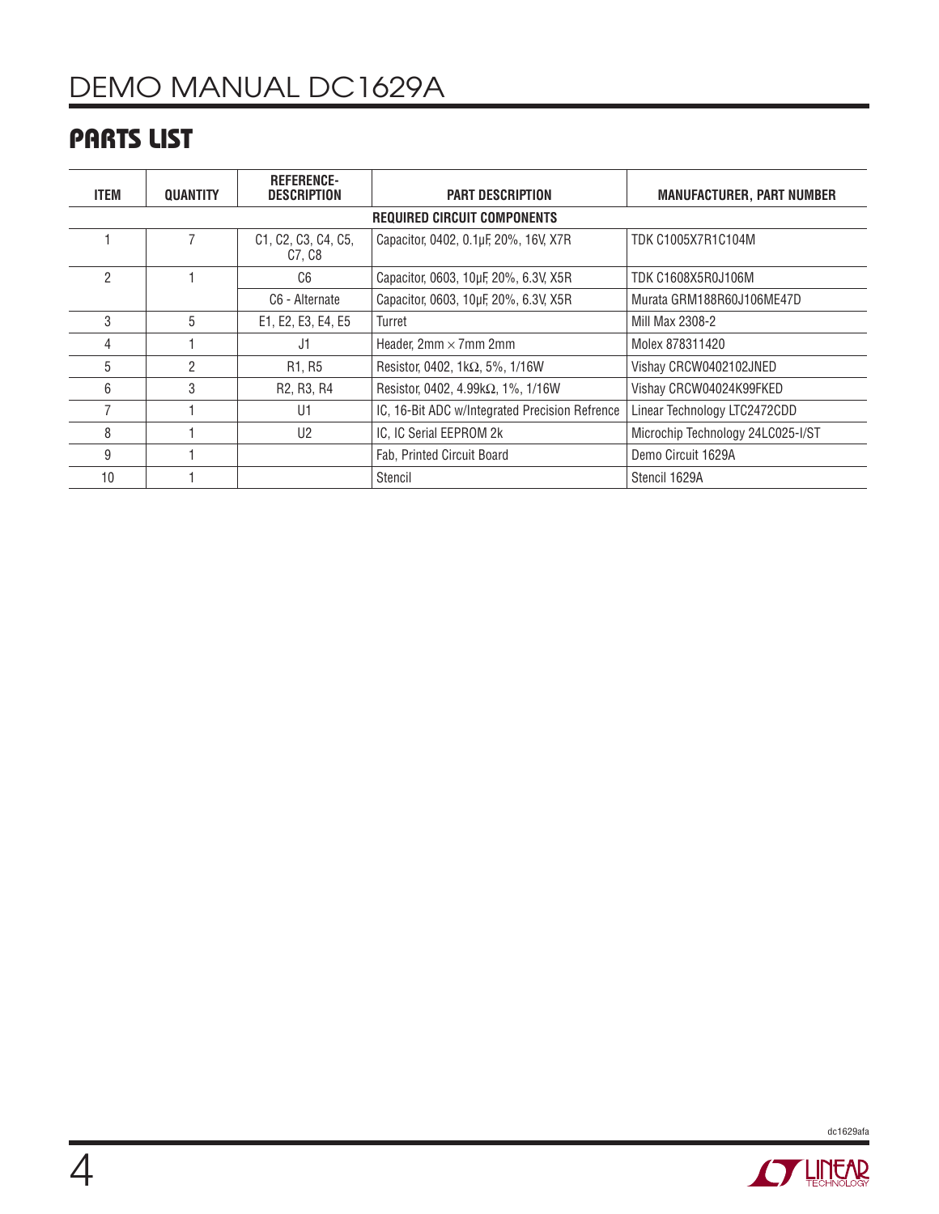## PARTS LIST

| ITEM | QUANTITY | REFERENCE-DESCRIPTION | PART DESCRIPTION | MANUFACTURER, PART NUMBER |
|---|---|---|---|---|
| | | | **REQUIRED CIRCUIT COMPONENTS** | |
| 1 | 7 | C1, C2, C3, C4, C5, C7, C8 | Capacitor, 0402, 0.1µF, 20%, 16V, X7R | TDK C1005X7R1C104M |
| 2 | 1 | C6 | Capacitor, 0603, 10µF, 20%, 6.3V, X5R | TDK C1608X5R0J106M |
| | | C6 - Alternate | Capacitor, 0603, 10µF, 20%, 6.3V, X5R | Murata GRM188R60J106ME47D |
| 3 | 5 | E1, E2, E3, E4, E5 | Turret | Mill Max 2308-2 |
| 4 | 1 | J1 | Header, 2mm × 7mm 2mm | Molex 878311420 |
| 5 | 2 | R1, R5 | Resistor, 0402, 1kΩ, 5%, 1/16W | Vishay CRCW0402102JNED |
| 6 | 3 | R2, R3, R4 | Resistor, 0402, 4.99kΩ, 1%, 1/16W | Vishay CRCW04024K99FKED |
| 7 | 1 | U1 | IC, 16-Bit ADC w/Integrated Precision Refrence | Linear Technology LTC2472CDD |
| 8 | 1 | U2 | IC, IC Serial EEPROM 2k | Microchip Technology 24LC025-I/ST |
| 9 | 1 | | Fab, Printed Circuit Board | Demo Circuit 1629A |
| 10 | 1 | | Stencil | Stencil 1629A |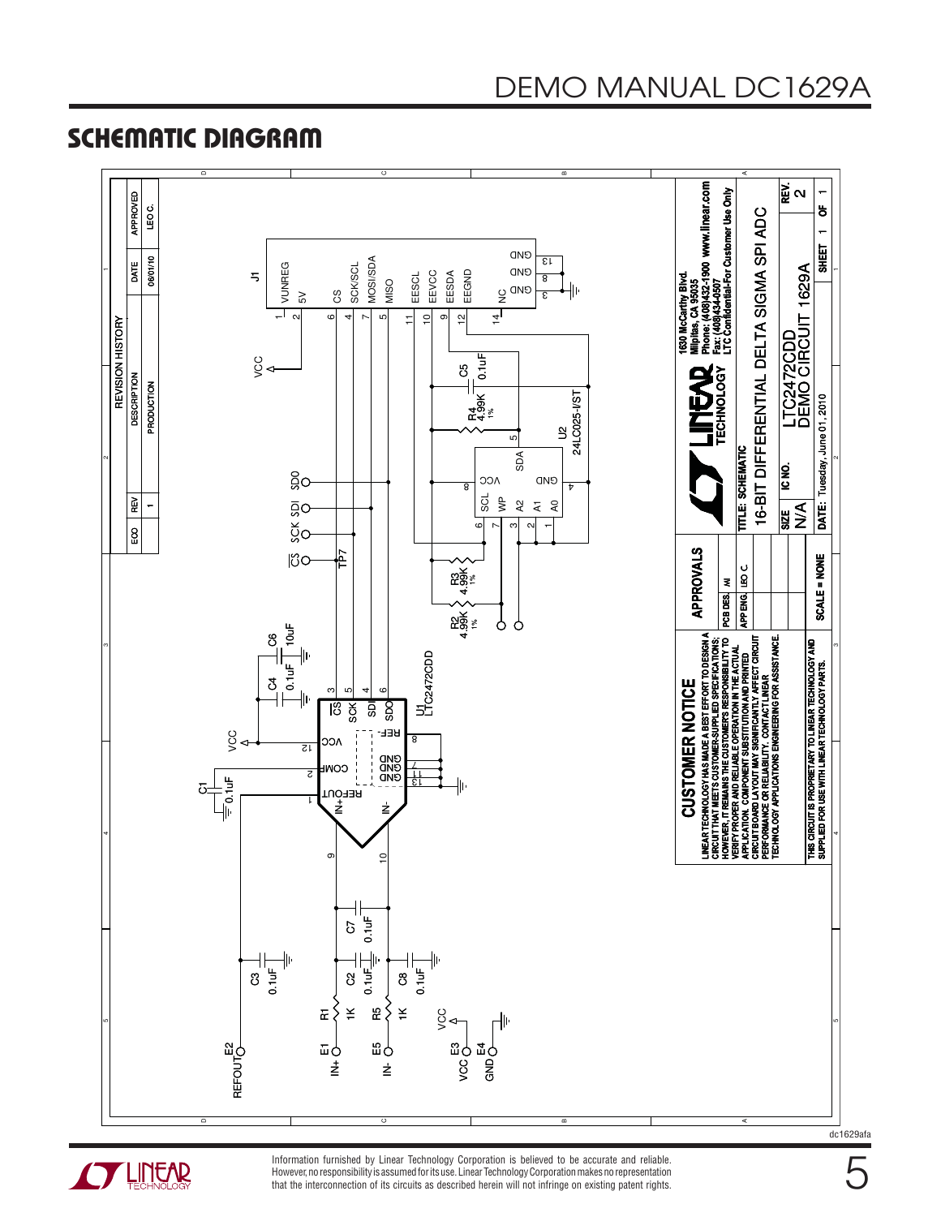## SCHEMATIC DIAGRAM

**REVISION HISTORY**

| ECO | REV | DESCRIPTION | DATE | APPROVED |
|---|---|---|---|---|
| | 1 | PRODUCTION | 06/01/10 | LEO C. |

**CUSTOMER NOTICE**

LINEAR TECHNOLOGY HAS MADE A BEST EFFORT TO DESIGN A CIRCUIT THAT MEETS CUSTOMER-SUPPLIED SPECIFICATIONS; HOWEVER, IT REMAINS THE CUSTOMER'S RESPONSIBILITY TO VERIFY PROPER AND RELIABLE OPERATION IN THE ACTUAL APPLICATION. COMPONENT SUBSTITUTION AND PRINTED CIRCUIT BOARD LAYOUT MAY SIGNIFICANTLY AFFECT CIRCUIT PERFORMANCE OR RELIABILITY. CONTACT LINEAR TECHNOLOGY APPLICATIONS ENGINEERING FOR ASSISTANCE.

THIS CIRCUIT IS PROPRIETARY TO LINEAR TECHNOLOGY AND SUPPLIED FOR USE WITH LINEAR TECHNOLOGY PARTS.

**APPROVALS**

| | |
|---|---|
| PCB DES. | NI |
| APP ENG. | LEO C. |

SCALE = NONE

LINEAR TECHNOLOGY

1630 McCarthy Blvd.
Milpitas, CA 95035
Phone: (408)432-1900 www.linear.com
Fax: (408)434-0507
LTC Confidential-For Customer Use Only

TITLE: SCHEMATIC
16-BIT DIFFERENTIAL DELTA SIGMA SPI ADC

| SIZE | IC NO. | | REV. |
|---|---|---|---|
| N/A | LTC2472CDD | DEMO CIRCUIT 1629A | 2 |

DATE: Tuesday, June 01, 2010 — SHEET 1 OF 1

Components: U1 LTC2472CDD; U2 24LC025-I/ST; J1 (VUNREG, 5V, CS, SCK/SCL, MOSI/SDA, MISO, EESCL, EEVCC, EESDA, EEGND, NC, GND); R1 1K; R5 1K; R2 4.99K 1%; R3 4.99K 1%; R4 4.99K 1%; C1 0.1uF; C2 0.1uF; C3 0.1uF; C4 0.1uF; C5 0.1uF; C6 10uF; C7 0.1uF; C8 0.1uF; TP7; E1 IN+; E2 REFOUT; E3 VCC; E4 GND; E5 IN-.

dc1629afa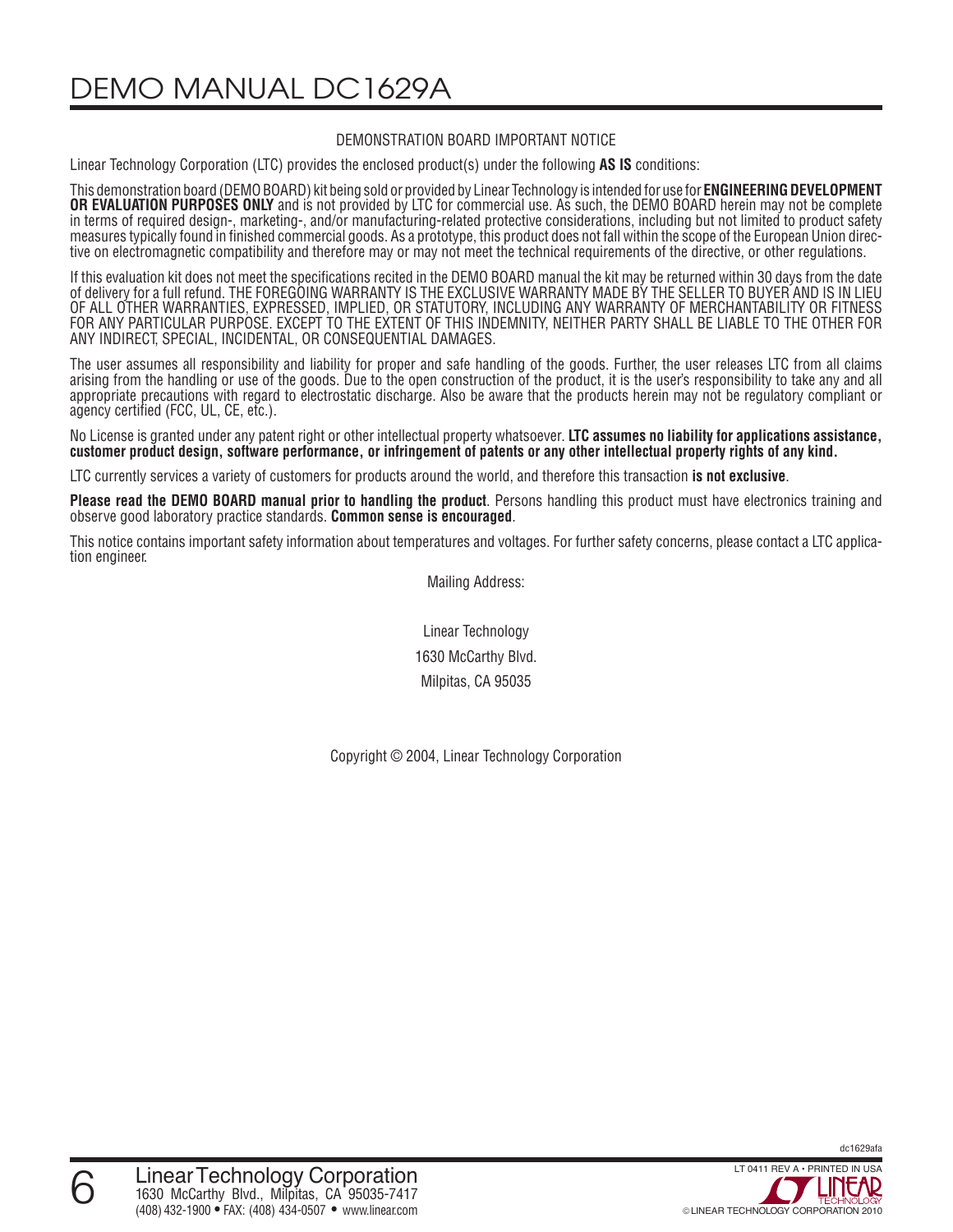## DEMONSTRATION BOARD IMPORTANT NOTICE

Linear Technology Corporation (LTC) provides the enclosed product(s) under the following **AS IS** conditions:

This demonstration board (DEMO BOARD) kit being sold or provided by Linear Technology is intended for use for **ENGINEERING DEVELOPMENT OR EVALUATION PURPOSES ONLY** and is not provided by LTC for commercial use. As such, the DEMO BOARD herein may not be complete in terms of required design-, marketing-, and/or manufacturing-related protective considerations, including but not limited to product safety measures typically found in finished commercial goods. As a prototype, this product does not fall within the scope of the European Union directive on electromagnetic compatibility and therefore may or may not meet the technical requirements of the directive, or other regulations.

If this evaluation kit does not meet the specifications recited in the DEMO BOARD manual the kit may be returned within 30 days from the date of delivery for a full refund. THE FOREGOING WARRANTY IS THE EXCLUSIVE WARRANTY MADE BY THE SELLER TO BUYER AND IS IN LIEU OF ALL OTHER WARRANTIES, EXPRESSED, IMPLIED, OR STATUTORY, INCLUDING ANY WARRANTY OF MERCHANTABILITY OR FITNESS FOR ANY PARTICULAR PURPOSE. EXCEPT TO THE EXTENT OF THIS INDEMNITY, NEITHER PARTY SHALL BE LIABLE TO THE OTHER FOR ANY INDIRECT, SPECIAL, INCIDENTAL, OR CONSEQUENTIAL DAMAGES.

The user assumes all responsibility and liability for proper and safe handling of the goods. Further, the user releases LTC from all claims arising from the handling or use of the goods. Due to the open construction of the product, it is the user's responsibility to take any and all appropriate precautions with regard to electrostatic discharge. Also be aware that the products herein may not be regulatory compliant or agency certified (FCC, UL, CE, etc.).

No License is granted under any patent right or other intellectual property whatsoever. **LTC assumes no liability for applications assistance, customer product design, software performance, or infringement of patents or any other intellectual property rights of any kind.**

LTC currently services a variety of customers for products around the world, and therefore this transaction **is not exclusive**.

**Please read the DEMO BOARD manual prior to handling the product**. Persons handling this product must have electronics training and observe good laboratory practice standards. **Common sense is encouraged**.

This notice contains important safety information about temperatures and voltages. For further safety concerns, please contact a LTC application engineer.

Mailing Address:

Linear Technology
1630 McCarthy Blvd.
Milpitas, CA 95035

Copyright © 2004, Linear Technology Corporation

Linear Technology Corporation
1630 McCarthy Blvd., Milpitas, CA 95035-7417
(408) 432-1900 • FAX: (408) 434-0507 • www.linear.com

LT 0411 REV A • PRINTED IN USA
© LINEAR TECHNOLOGY CORPORATION 2010